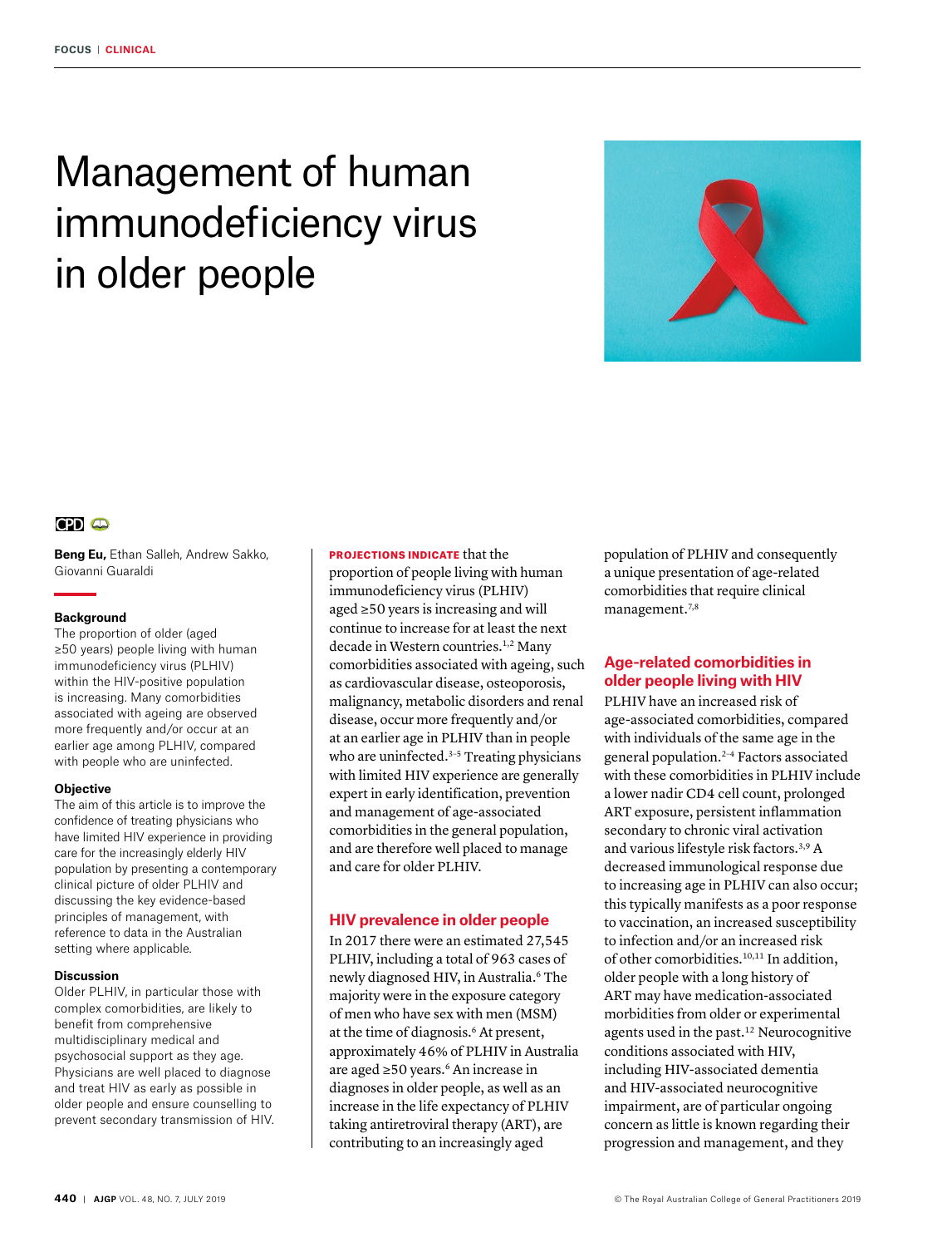FOCUS | CLINICAL

# Management of human immunodeficiency virus in older people

**Beng Eu,** Ethan Salleh, Andrew Sakko, Giovanni Guaraldi

### Background

The proportion of older (aged ≥50 years) people living with human immunodeficiency virus (PLHIV) within the HIV-positive population is increasing. Many comorbidities associated with ageing are observed more frequently and/or occur at an earlier age among PLHIV, compared with people who are uninfected.

### Objective

The aim of this article is to improve the confidence of treating physicians who have limited HIV experience in providing care for the increasingly elderly HIV population by presenting a contemporary clinical picture of older PLHIV and discussing the key evidence-based principles of management, with reference to data in the Australian setting where applicable.

### Discussion

Older PLHIV, in particular those with complex comorbidities, are likely to benefit from comprehensive multidisciplinary medical and psychosocial support as they age. Physicians are well placed to diagnose and treat HIV as early as possible in older people and ensure counselling to prevent secondary transmission of HIV.

**PROJECTIONS INDICATE** that the proportion of people living with human immunodeficiency virus (PLHIV) aged ≥50 years is increasing and will continue to increase for at least the next decade in Western countries.[1,2] Many comorbidities associated with ageing, such as cardiovascular disease, osteoporosis, malignancy, metabolic disorders and renal disease, occur more frequently and/or at an earlier age in PLHIV than in people who are uninfected.[3–5] Treating physicians with limited HIV experience are generally expert in early identification, prevention and management of age-associated comorbidities in the general population, and are therefore well placed to manage and care for older PLHIV.

## HIV prevalence in older people

In 2017 there were an estimated 27,545 PLHIV, including a total of 963 cases of newly diagnosed HIV, in Australia.[6] The majority were in the exposure category of men who have sex with men (MSM) at the time of diagnosis.[6] At present, approximately 46% of PLHIV in Australia are aged ≥50 years.[6] An increase in diagnoses in older people, as well as an increase in the life expectancy of PLHIV taking antiretroviral therapy (ART), are contributing to an increasingly aged population of PLHIV and consequently a unique presentation of age-related comorbidities that require clinical management.[7,8]

## Age-related comorbidities in older people living with HIV

PLHIV have an increased risk of age-associated comorbidities, compared with individuals of the same age in the general population.[2–4] Factors associated with these comorbidities in PLHIV include a lower nadir CD4 cell count, prolonged ART exposure, persistent inflammation secondary to chronic viral activation and various lifestyle risk factors.[3,9] A decreased immunological response due to increasing age in PLHIV can also occur; this typically manifests as a poor response to vaccination, an increased susceptibility to infection and/or an increased risk of other comorbidities.[10,11] In addition, older people with a long history of ART may have medication-associated morbidities from older or experimental agents used in the past.[12] Neurocognitive conditions associated with HIV, including HIV-associated dementia and HIV-associated neurocognitive impairment, are of particular ongoing concern as little is known regarding their progression and management, and they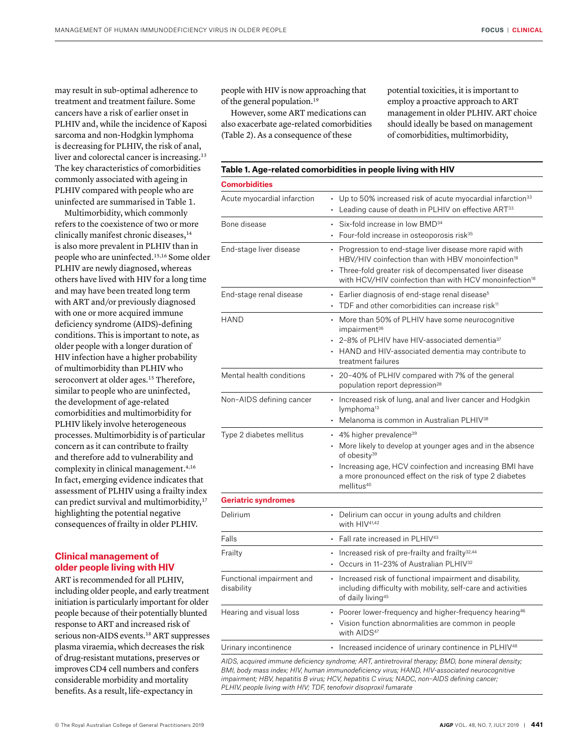may result in sub-optimal adherence to treatment and treatment failure. Some cancers have a risk of earlier onset in PLHIV and, while the incidence of Kaposi sarcoma and non-Hodgkin lymphoma is decreasing for PLHIV, the risk of anal, liver and colorectal cancer is increasing.[13] The key characteristics of comorbidities commonly associated with ageing in PLHIV compared with people who are uninfected are summarised in Table 1.

Multimorbidity, which commonly refers to the coexistence of two or more clinically manifest chronic diseases,[14] is also more prevalent in PLHIV than in people who are uninfected.[15,16] Some older PLHIV are newly diagnosed, whereas others have lived with HIV for a long time and may have been treated long term with ART and/or previously diagnosed with one or more acquired immune deficiency syndrome (AIDS)-defining conditions. This is important to note, as older people with a longer duration of HIV infection have a higher probability of multimorbidity than PLHIV who seroconvert at older ages.[15] Therefore, similar to people who are uninfected, the development of age-related comorbidities and multimorbidity for PLHIV likely involve heterogeneous processes. Multimorbidity is of particular concern as it can contribute to frailty and therefore add to vulnerability and complexity in clinical management.[4,16] In fact, emerging evidence indicates that assessment of PLHIV using a frailty index can predict survival and multimorbidity,[17] highlighting the potential negative consequences of frailty in older PLHIV.

## Clinical management of older people living with HIV

ART is recommended for all PLHIV, including older people, and early treatment initiation is particularly important for older people because of their potentially blunted response to ART and increased risk of serious non-AIDS events.[18] ART suppresses plasma viraemia, which decreases the risk of drug-resistant mutations, preserves or improves CD4 cell numbers and confers considerable morbidity and mortality benefits. As a result, life-expectancy in people with HIV is now approaching that of the general population.[19]

However, some ART medications can also exacerbate age-related comorbidities (Table 2). As a consequence of these potential toxicities, it is important to employ a proactive approach to ART management in older PLHIV. ART choice should ideally be based on management of comorbidities, multimorbidity,

**Table 1. Age-related comorbidities in people living with HIV**

| | |
|---|---|
| **Comorbidities** | |
| Acute myocardial infarction | • Up to 50% increased risk of acute myocardial infarction[33]<br>• Leading cause of death in PLHIV on effective ART[33] |
| Bone disease | • Six-fold increase in low BMD[34]<br>• Four-fold increase in osteoporosis risk[35] |
| End-stage liver disease | • Progression to end-stage liver disease more rapid with HBV/HIV coinfection than with HBV monoinfection[18]<br>• Three-fold greater risk of decompensated liver disease with HCV/HIV coinfection than with HCV monoinfection[18] |
| End-stage renal disease | • Earlier diagnosis of end-stage renal disease[5]<br>• TDF and other comorbidities can increase risk[11] |
| HAND | • More than 50% of PLHIV have some neurocognitive impairment[36]<br>• 2–8% of PLHIV have HIV-associated dementia[37]<br>• HAND and HIV-associated dementia may contribute to treatment failures |
| Mental health conditions | • 20–40% of PLHIV compared with 7% of the general population report depression[28] |
| Non–AIDS defining cancer | • Increased risk of lung, anal and liver cancer and Hodgkin lymphoma[13]<br>• Melanoma is common in Australian PLHIV[38] |
| Type 2 diabetes mellitus | • 4% higher prevalence[39]<br>• More likely to develop at younger ages and in the absence of obesity[39]<br>• Increasing age, HCV coinfection and increasing BMI have a more pronounced effect on the risk of type 2 diabetes mellitus[40] |
| **Geriatric syndromes** | |
| Delirium | • Delirium can occur in young adults and children with HIV[41,42] |
| Falls | • Fall rate increased in PLHIV[43] |
| Frailty | • Increased risk of pre-frailty and frailty[32,44]<br>• Occurs in 11–23% of Australian PLHIV[32] |
| Functional impairment and disability | • Increased risk of functional impairment and disability, including difficulty with mobility, self-care and activities of daily living[45] |
| Hearing and visual loss | • Poorer lower-frequency and higher-frequency hearing[46]<br>• Vision function abnormalities are common in people with AIDS[47] |
| Urinary incontinence | • Increased incidence of urinary continence in PLHIV[48] |

*AIDS, acquired immune deficiency syndrome; ART, antiretroviral therapy; BMD, bone mineral density; BMI, body mass index; HIV, human immunodeficiency virus; HAND, HIV-associated neurocognitive impairment; HBV, hepatitis B virus; HCV, hepatitis C virus; NADC, non–AIDS defining cancer; PLHIV, people living with HIV; TDF, tenofovir disoproxil fumarate*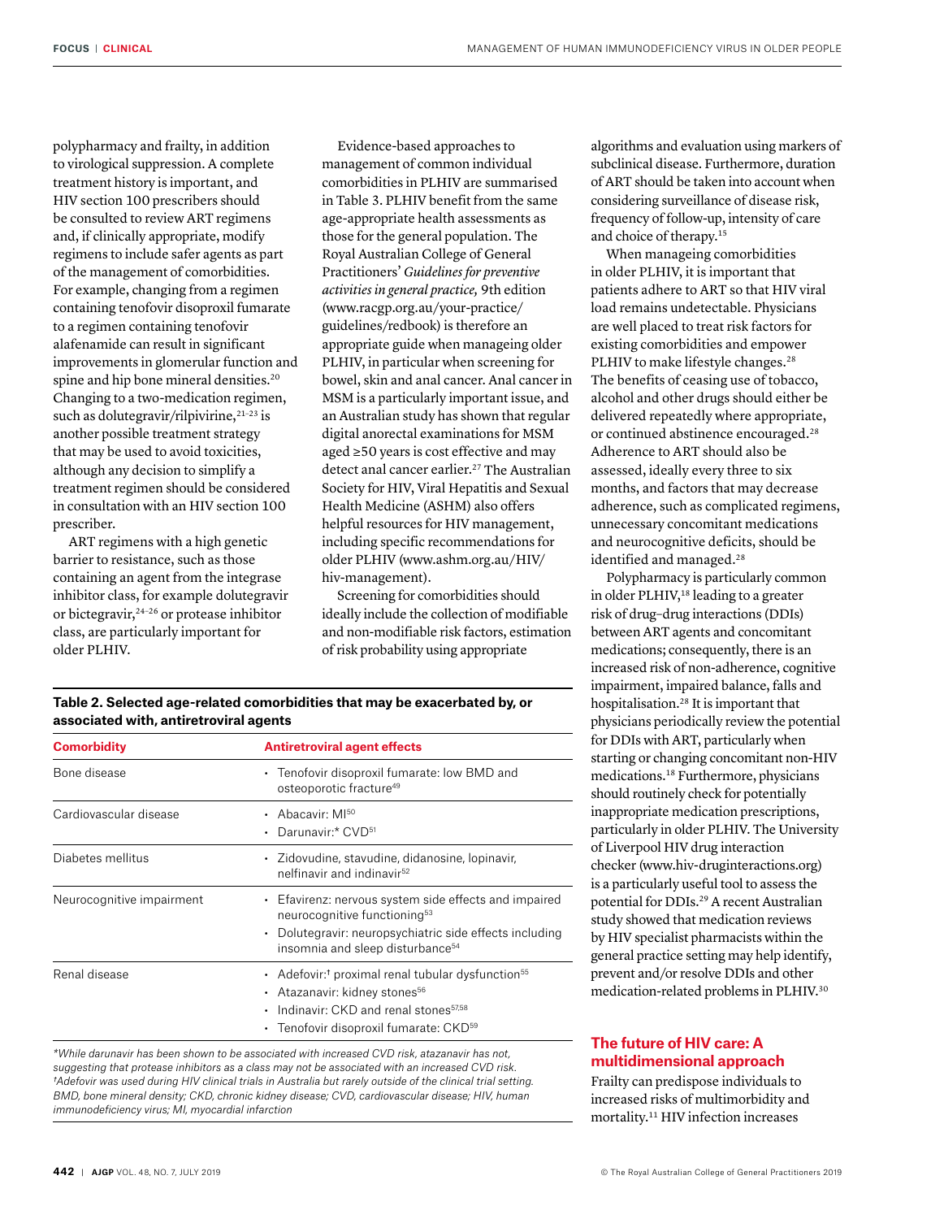polypharmacy and frailty, in addition to virological suppression. A complete treatment history is important, and HIV section 100 prescribers should be consulted to review ART regimens and, if clinically appropriate, modify regimens to include safer agents as part of the management of comorbidities. For example, changing from a regimen containing tenofovir disoproxil fumarate to a regimen containing tenofovir alafenamide can result in significant improvements in glomerular function and spine and hip bone mineral densities.[20] Changing to a two-medication regimen, such as dolutegravir/rilpivirine,[21–23] is another possible treatment strategy that may be used to avoid toxicities, although any decision to simplify a treatment regimen should be considered in consultation with an HIV section 100 prescriber.

ART regimens with a high genetic barrier to resistance, such as those containing an agent from the integrase inhibitor class, for example dolutegravir or bictegravir,[24–26] or protease inhibitor class, are particularly important for older PLHIV.

Evidence-based approaches to management of common individual comorbidities in PLHIV are summarised in Table 3. PLHIV benefit from the same age-appropriate health assessments as those for the general population. The Royal Australian College of General Practitioners' *Guidelines for preventive activities in general practice,* 9th edition (www.racgp.org.au/your-practice/guidelines/redbook) is therefore an appropriate guide when manageing older PLHIV, in particular when screening for bowel, skin and anal cancer. Anal cancer in MSM is a particularly important issue, and an Australian study has shown that regular digital anorectal examinations for MSM aged ≥50 years is cost effective and may detect anal cancer earlier.[27] The Australian Society for HIV, Viral Hepatitis and Sexual Health Medicine (ASHM) also offers helpful resources for HIV management, including specific recommendations for older PLHIV (www.ashm.org.au/HIV/hiv-management).

Screening for comorbidities should ideally include the collection of modifiable and non-modifiable risk factors, estimation of risk probability using appropriate algorithms and evaluation using markers of subclinical disease. Furthermore, duration of ART should be taken into account when considering surveillance of disease risk, frequency of follow-up, intensity of care and choice of therapy.[15]

When manageing comorbidities in older PLHIV, it is important that patients adhere to ART so that HIV viral load remains undetectable. Physicians are well placed to treat risk factors for existing comorbidities and empower PLHIV to make lifestyle changes.[28] The benefits of ceasing use of tobacco, alcohol and other drugs should either be delivered repeatedly where appropriate, or continued abstinence encouraged.[28] Adherence to ART should also be assessed, ideally every three to six months, and factors that may decrease adherence, such as complicated regimens, unnecessary concomitant medications and neurocognitive deficits, should be identified and managed.[28]

Polypharmacy is particularly common in older PLHIV,[18] leading to a greater risk of drug–drug interactions (DDIs) between ART agents and concomitant medications; consequently, there is an increased risk of non-adherence, cognitive impairment, impaired balance, falls and hospitalisation.[28] It is important that physicians periodically review the potential for DDIs with ART, particularly when starting or changing concomitant non-HIV medications.[18] Furthermore, physicians should routinely check for potentially inappropriate medication prescriptions, particularly in older PLHIV. The University of Liverpool HIV drug interaction checker (www.hiv-druginteractions.org) is a particularly useful tool to assess the potential for DDIs.[29] A recent Australian study showed that medication reviews by HIV specialist pharmacists within the general practice setting may help identify, prevent and/or resolve DDIs and other medication-related problems in PLHIV.[30]

**Table 2. Selected age-related comorbidities that may be exacerbated by, or associated with, antiretroviral agents**

| Comorbidity | Antiretroviral agent effects |
|---|---|
| Bone disease | • Tenofovir disoproxil fumarate: low BMD and osteoporotic fracture[49] |
| Cardiovascular disease | • Abacavir: MI[50]<br>• Darunavir:* CVD[51] |
| Diabetes mellitus | • Zidovudine, stavudine, didanosine, lopinavir, nelfinavir and indinavir[52] |
| Neurocognitive impairment | • Efavirenz: nervous system side effects and impaired neurocognitive functioning[53]<br>• Dolutegravir: neuropsychiatric side effects including insomnia and sleep disturbance[54] |
| Renal disease | • Adefovir:† proximal renal tubular dysfunction[55]<br>• Atazanavir: kidney stones[56]<br>• Indinavir: CKD and renal stones[57,58]<br>• Tenofovir disoproxil fumarate: CKD[59] |

*While darunavir has been shown to be associated with increased CVD risk, atazanavir has not, suggesting that protease inhibitors as a class may not be associated with an increased CVD risk.*
*†Adefovir was used during HIV clinical trials in Australia but rarely outside of the clinical trial setting.*
*BMD, bone mineral density; CKD, chronic kidney disease; CVD, cardiovascular disease; HIV, human immunodeficiency virus; MI, myocardial infarction*

## The future of HIV care: A multidimensional approach

Frailty can predispose individuals to increased risks of multimorbidity and mortality.[11] HIV infection increases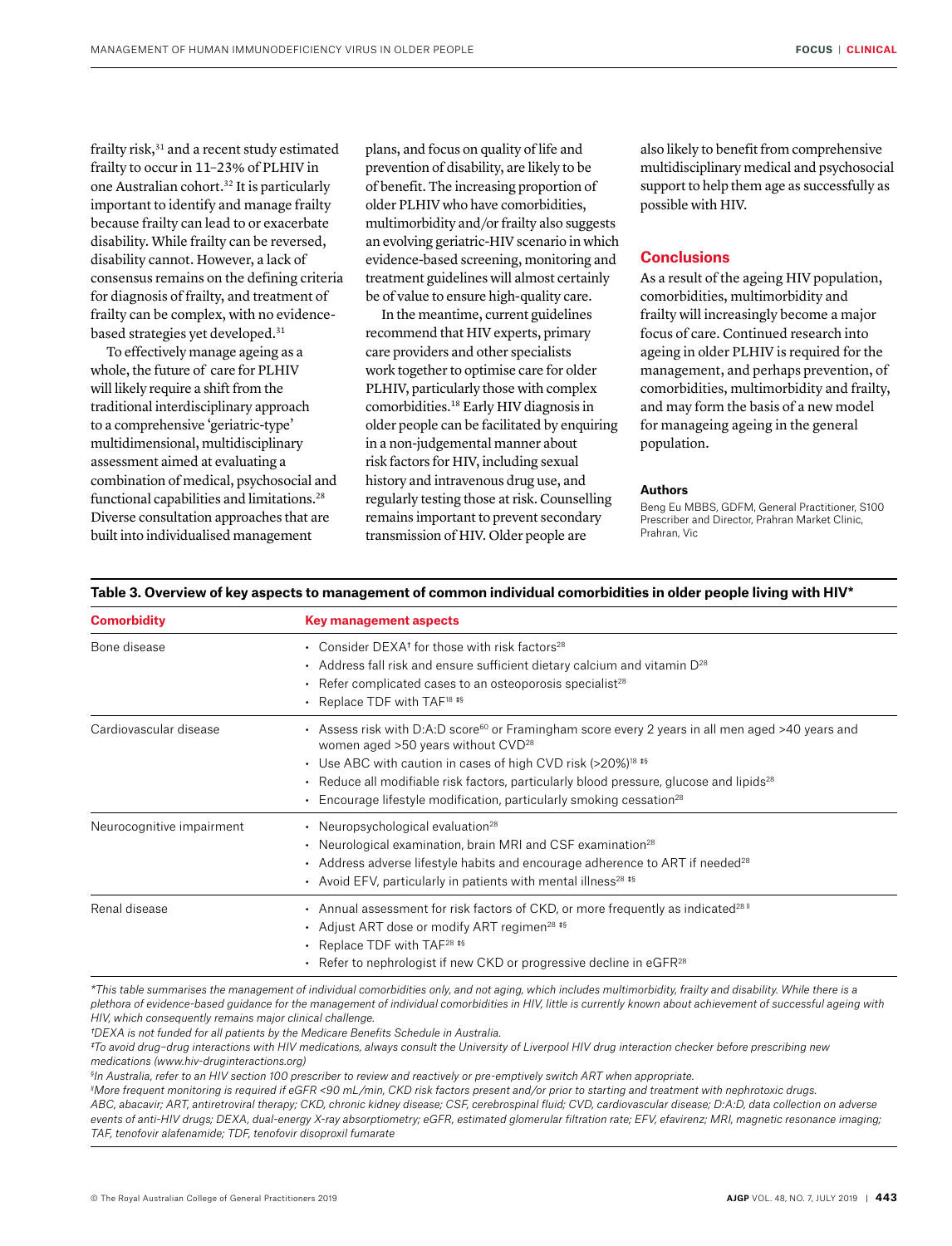frailty risk,[31] and a recent study estimated frailty to occur in 11–23% of PLHIV in one Australian cohort.[32] It is particularly important to identify and manage frailty because frailty can lead to or exacerbate disability. While frailty can be reversed, disability cannot. However, a lack of consensus remains on the defining criteria for diagnosis of frailty, and treatment of frailty can be complex, with no evidence-based strategies yet developed.[31]

To effectively manage ageing as a whole, the future of care for PLHIV will likely require a shift from the traditional interdisciplinary approach to a comprehensive 'geriatric-type' multidimensional, multidisciplinary assessment aimed at evaluating a combination of medical, psychosocial and functional capabilities and limitations.[28] Diverse consultation approaches that are built into individualised management plans, and focus on quality of life and prevention of disability, are likely to be of benefit. The increasing proportion of older PLHIV who have comorbidities, multimorbidity and/or frailty also suggests an evolving geriatric-HIV scenario in which evidence-based screening, monitoring and treatment guidelines will almost certainly be of value to ensure high-quality care.

In the meantime, current guidelines recommend that HIV experts, primary care providers and other specialists work together to optimise care for older PLHIV, particularly those with complex comorbidities.[18] Early HIV diagnosis in older people can be facilitated by enquiring in a non-judgemental manner about risk factors for HIV, including sexual history and intravenous drug use, and regularly testing those at risk. Counselling remains important to prevent secondary transmission of HIV. Older people are also likely to benefit from comprehensive multidisciplinary medical and psychosocial support to help them age as successfully as possible with HIV.

## Conclusions

As a result of the ageing HIV population, comorbidities, multimorbidity and frailty will increasingly become a major focus of care. Continued research into ageing in older PLHIV is required for the management, and perhaps prevention, of comorbidities, multimorbidity and frailty, and may form the basis of a new model for manageing ageing in the general population.

### Authors

Beng Eu MBBS, GDFM, General Practitioner, S100 Prescriber and Director, Prahran Market Clinic, Prahran, Vic

**Table 3. Overview of key aspects to management of common individual comorbidities in older people living with HIV***

| Comorbidity | Key management aspects |
|---|---|
| Bone disease | • Consider DEXA[†] for those with risk factors[28]<br>• Address fall risk and ensure sufficient dietary calcium and vitamin D[28]<br>• Refer complicated cases to an osteoporosis specialist[28]<br>• Replace TDF with TAF[18 ‡§] |
| Cardiovascular disease | • Assess risk with D:A:D score[60] or Framingham score every 2 years in all men aged >40 years and women aged >50 years without CVD[28]<br>• Use ABC with caution in cases of high CVD risk (>20%)[18 ‡§]<br>• Reduce all modifiable risk factors, particularly blood pressure, glucose and lipids[28]<br>• Encourage lifestyle modification, particularly smoking cessation[28] |
| Neurocognitive impairment | • Neuropsychological evaluation[28]<br>• Neurological examination, brain MRI and CSF examination[28]<br>• Address adverse lifestyle habits and encourage adherence to ART if needed[28]<br>• Avoid EFV, particularly in patients with mental illness[28 ‡§] |
| Renal disease | • Annual assessment for risk factors of CKD, or more frequently as indicated[28 ‖]<br>• Adjust ART dose or modify ART regimen[28 ‡§]<br>• Replace TDF with TAF[28 ‡§]<br>• Refer to nephrologist if new CKD or progressive decline in eGFR[28] |

*\*This table summarises the management of individual comorbidities only, and not aging, which includes multimorbidity, frailty and disability. While there is a plethora of evidence-based guidance for the management of individual comorbidities in HIV, little is currently known about achievement of successful ageing with HIV, which consequently remains major clinical challenge.*

*†DEXA is not funded for all patients by the Medicare Benefits Schedule in Australia.*

*‡To avoid drug–drug interactions with HIV medications, always consult the University of Liverpool HIV drug interaction checker before prescribing new medications (www.hiv-druginteractions.org)*

*§In Australia, refer to an HIV section 100 prescriber to review and reactively or pre-emptively switch ART when appropriate.*

*‖More frequent monitoring is required if eGFR <90 mL/min, CKD risk factors present and/or prior to starting and treatment with nephrotoxic drugs.*

*ABC, abacavir; ART, antiretroviral therapy; CKD, chronic kidney disease; CSF, cerebrospinal fluid; CVD, cardiovascular disease; D:A:D, data collection on adverse events of anti-HIV drugs; DEXA, dual-energy X-ray absorptiometry; eGFR, estimated glomerular filtration rate; EFV, efavirenz; MRI, magnetic resonance imaging; TAF, tenofovir alafenamide; TDF, tenofovir disoproxil fumarate*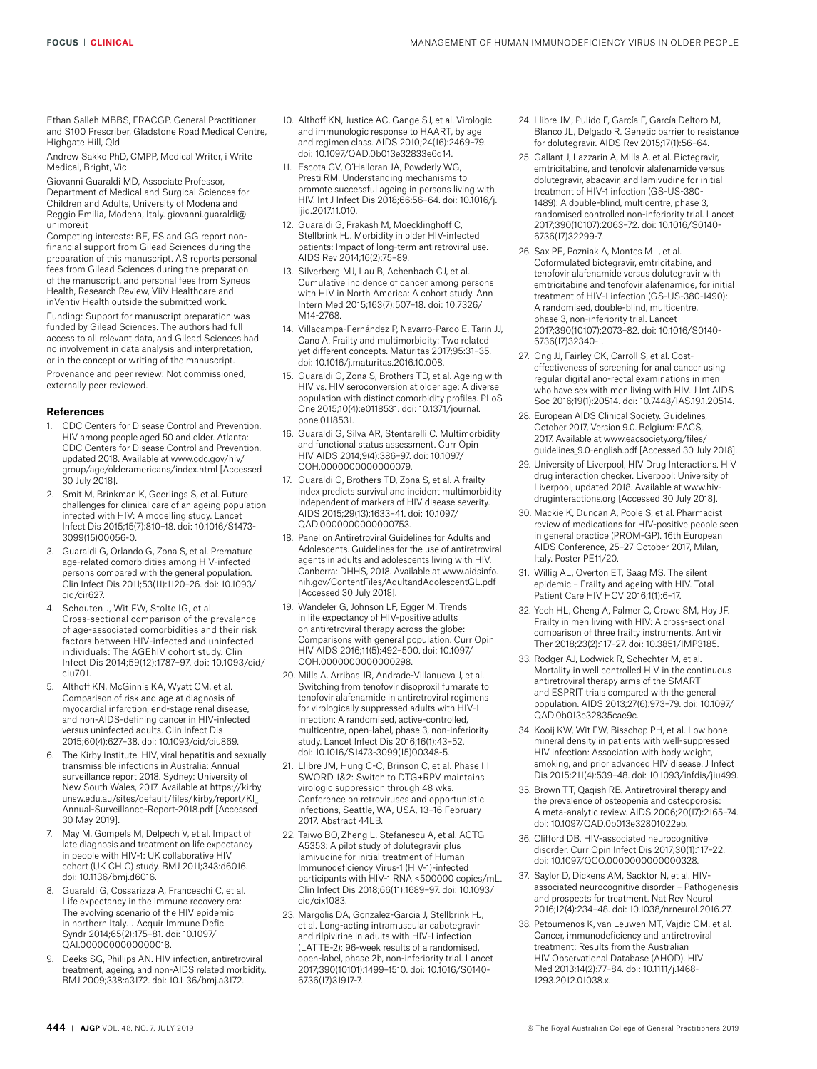Ethan Salleh MBBS, FRACGP, General Practitioner and S100 Prescriber, Gladstone Road Medical Centre, Highgate Hill, Qld

Andrew Sakko PhD, CMPP, Medical Writer, i Write Medical, Bright, Vic

Giovanni Guaraldi MD, Associate Professor, Department of Medical and Surgical Sciences for Children and Adults, University of Modena and Reggio Emilia, Modena, Italy. giovanni.guaraldi@unimore.it

Competing interests: BE, ES and GG report non-financial support from Gilead Sciences during the preparation of this manuscript. AS reports personal fees from Gilead Sciences during the preparation of the manuscript, and personal fees from Syneos Health, Research Review, ViiV Healthcare and inVentiv Health outside the submitted work.

Funding: Support for manuscript preparation was funded by Gilead Sciences. The authors had full access to all relevant data, and Gilead Sciences had no involvement in data analysis and interpretation, or in the concept or writing of the manuscript.

Provenance and peer review: Not commissioned, externally peer reviewed.

### References

1. CDC Centers for Disease Control and Prevention. HIV among people aged 50 and older. Atlanta: CDC Centers for Disease Control and Prevention, updated 2018. Available at www.cdc.gov/hiv/group/age/olderamericans/index.html [Accessed 30 July 2018].
2. Smit M, Brinkman K, Geerlings S, et al. Future challenges for clinical care of an ageing population infected with HIV: A modelling study. Lancet Infect Dis 2015;15(7):810–18. doi: 10.1016/S1473-3099(15)00056-0.
3. Guaraldi G, Orlando G, Zona S, et al. Premature age-related comorbidities among HIV-infected persons compared with the general population. Clin Infect Dis 2011;53(11):1120–26. doi: 10.1093/cid/cir627.
4. Schouten J, Wit FW, Stolte IG, et al. Cross-sectional comparison of the prevalence of age-associated comorbidities and their risk factors between HIV-infected and uninfected individuals: The AGEhIV cohort study. Clin Infect Dis 2014;59(12):1787–97. doi: 10.1093/cid/ciu701.
5. Althoff KN, McGinnis KA, Wyatt CM, et al. Comparison of risk and age at diagnosis of myocardial infarction, end-stage renal disease, and non-AIDS-defining cancer in HIV-infected versus uninfected adults. Clin Infect Dis 2015;60(4):627–38. doi: 10.1093/cid/ciu869.
6. The Kirby Institute. HIV, viral hepatitis and sexually transmissible infections in Australia: Annual surveillance report 2018. Sydney: University of New South Wales, 2017. Available at https://kirby.unsw.edu.au/sites/default/files/kirby/report/KI_Annual-Surveillance-Report-2018.pdf [Accessed 30 May 2019].
7. May M, Gompels M, Delpech V, et al. Impact of late diagnosis and treatment on life expectancy in people with HIV-1: UK collaborative HIV cohort (UK CHIC) study. BMJ 2011;343:d6016. doi: 10.1136/bmj.d6016.
8. Guaraldi G, Cossarizza A, Franceschi C, et al. Life expectancy in the immune recovery era: The evolving scenario of the HIV epidemic in northern Italy. J Acquir Immune Defic Syndr 2014;65(2):175–81. doi: 10.1097/QAI.0000000000000018.
9. Deeks SG, Phillips AN. HIV infection, antiretroviral treatment, ageing, and non-AIDS related morbidity. BMJ 2009;338:a3172. doi: 10.1136/bmj.a3172.
10. Althoff KN, Justice AC, Gange SJ, et al. Virologic and immunologic response to HAART, by age and regimen class. AIDS 2010;24(16):2469–79. doi: 10.1097/QAD.0b013e32833e6d14.
11. Escota GV, O'Halloran JA, Powderly WG, Presti RM. Understanding mechanisms to promote successful ageing in persons living with HIV. Int J Infect Dis 2018;66:56–64. doi: 10.1016/j.ijid.2017.11.010.
12. Guaraldi G, Prakash M, Moecklinghoff C, Stellbrink HJ. Morbidity in older HIV-infected patients: Impact of long-term antiretroviral use. AIDS Rev 2014;16(2):75–89.
13. Silverberg MJ, Lau B, Achenbach CJ, et al. Cumulative incidence of cancer among persons with HIV in North America: A cohort study. Ann Intern Med 2015;163(7):507–18. doi: 10.7326/M14-2768.
14. Villacampa-Fernández P, Navarro-Pardo E, Tarin JJ, Cano A. Frailty and multimorbidity: Two related yet different concepts. Maturitas 2017;95:31–35. doi: 10.1016/j.maturitas.2016.10.008.
15. Guaraldi G, Zona S, Brothers TD, et al. Ageing with HIV vs. HIV seroconversion at older age: A diverse population with distinct comorbidity profiles. PLoS One 2015;10(4):e0118531. doi: 10.1371/journal.pone.0118531.
16. Guaraldi G, Silva AR, Stentarelli C. Multimorbidity and functional status assessment. Curr Opin HIV AIDS 2014;9(4):386–97. doi: 10.1097/COH.0000000000000079.
17. Guaraldi G, Brothers TD, Zona S, et al. A frailty index predicts survival and incident multimorbidity independent of markers of HIV disease severity. AIDS 2015;29(13):1633–41. doi: 10.1097/QAD.0000000000000753.
18. Panel on Antiretroviral Guidelines for Adults and Adolescents. Guidelines for the use of antiretroviral agents in adults and adolescents living with HIV. Canberra: DHHS, 2018. Available at www.aidsinfo.nih.gov/ContentFiles/AdultandAdolescentGL.pdf [Accessed 30 July 2018].
19. Wandeler G, Johnson LF, Egger M. Trends in life expectancy of HIV-positive adults on antiretroviral therapy across the globe: Comparisons with general population. Curr Opin HIV AIDS 2016;11(5):492–500. doi: 10.1097/COH.0000000000000298.
20. Mills A, Arribas JR, Andrade-Villanueva J, et al. Switching from tenofovir disoproxil fumarate to tenofovir alafenamide in antiretroviral regimens for virologically suppressed adults with HIV-1 infection: A randomised, active-controlled, multicentre, open-label, phase 3, non-inferiority study. Lancet Infect Dis 2016;16(1):43–52. doi: 10.1016/S1473-3099(15)00348-5.
21. Llibre JM, Hung C-C, Brinson C, et al. Phase III SWORD 1&2: Switch to DTG+RPV maintains virologic suppression through 48 wks. Conference on retroviruses and opportunistic infections, Seattle, WA, USA, 13–16 February 2017. Abstract 44LB.
22. Taiwo BO, Zheng L, Stefanescu A, et al. ACTG A5353: A pilot study of dolutegravir plus lamivudine for initial treatment of Human Immunodeficiency Virus-1 (HIV-1)-infected participants with HIV-1 RNA <500000 copies/mL. Clin Infect Dis 2018;66(11):1689–97. doi: 10.1093/cid/cix1083.
23. Margolis DA, Gonzalez-Garcia J, Stellbrink HJ, et al. Long-acting intramuscular cabotegravir and rilpivirine in adults with HIV-1 infection (LATTE-2): 96-week results of a randomised, open-label, phase 2b, non-inferiority trial. Lancet 2017;390(10101):1499–1510. doi: 10.1016/S0140-6736(17)31917-7.
24. Llibre JM, Pulido F, García F, García Deltoro M, Blanco JL, Delgado R. Genetic barrier to resistance for dolutegravir. AIDS Rev 2015;17(1):56–64.
25. Gallant J, Lazzarin A, Mills A, et al. Bictegravir, emtricitabine, and tenofovir alafenamide versus dolutegravir, abacavir, and lamivudine for initial treatment of HIV-1 infection (GS-US-380-1489): A double-blind, multicentre, phase 3, randomised controlled non-inferiority trial. Lancet 2017;390(10107):2063–72. doi: 10.1016/S0140-6736(17)32299-7.
26. Sax PE, Pozniak A, Montes ML, et al. Coformulated bictegravir, emtricitabine, and tenofovir alafenamide versus dolutegravir with emtricitabine and tenofovir alafenamide, for initial treatment of HIV-1 infection (GS-US-380-1490): A randomised, double-blind, multicentre, phase 3, non-inferiority trial. Lancet 2017;390(10107):2073–82. doi: 10.1016/S0140-6736(17)32340-1.
27. Ong JJ, Fairley CK, Carroll S, et al. Cost-effectiveness of screening for anal cancer using regular digital ano-rectal examinations in men who have sex with men living with HIV. J Int AIDS Soc 2016;19(1):20514. doi: 10.7448/IAS.19.1.20514.
28. European AIDS Clinical Society. Guidelines, October 2017, Version 9.0. Belgium: EACS, 2017. Available at www.eacsociety.org/files/guidelines_9.0-english.pdf [Accessed 30 July 2018].
29. University of Liverpool, HIV Drug Interactions. HIV drug interaction checker. Liverpool: University of Liverpool, updated 2018. Available at www.hiv-druginteractions.org [Accessed 30 July 2018].
30. Mackie K, Duncan A, Poole S, et al. Pharmacist review of medications for HIV-positive people seen in general practice (PROM-GP). 16th European AIDS Conference, 25–27 October 2017, Milan, Italy. Poster PE11/20.
31. Willig AL, Overton ET, Saag MS. The silent epidemic – Frailty and ageing with HIV. Total Patient Care HIV HCV 2016;1(1):6–17.
32. Yeoh HL, Cheng A, Palmer C, Crowe SM, Hoy JF. Frailty in men living with HIV: A cross-sectional comparison of three frailty instruments. Antivir Ther 2018;23(2):117–27. doi: 10.3851/IMP3185.
33. Rodger AJ, Lodwick R, Schechter M, et al. Mortality in well controlled HIV in the continuous antiretroviral therapy arms of the SMART and ESPRIT trials compared with the general population. AIDS 2013;27(6):973–79. doi: 10.1097/QAD.0b013e32835cae9c.
34. Kooij KW, Wit FW, Bisschop PH, et al. Low bone mineral density in patients with well-suppressed HIV infection: Association with body weight, smoking, and prior advanced HIV disease. J Infect Dis 2015;211(4):539–48. doi: 10.1093/infdis/jiu499.
35. Brown TT, Qaqish RB. Antiretroviral therapy and the prevalence of osteopenia and osteoporosis: A meta-analytic review. AIDS 2006;20(17):2165–74. doi: 10.1097/QAD.0b013e32801022eb.
36. Clifford DB. HIV-associated neurocognitive disorder. Curr Opin Infect Dis 2017;30(1):117–22. doi: 10.1097/QCO.0000000000000328.
37. Saylor D, Dickens AM, Sacktor N, et al. HIV-associated neurocognitive disorder – Pathogenesis and prospects for treatment. Nat Rev Neurol 2016;12(4):234–48. doi: 10.1038/nrneurol.2016.27.
38. Petoumenos K, van Leuwen MT, Vajdic CM, et al. Cancer, immunodeficiency and antiretroviral treatment: Results from the Australian HIV Observational Database (AHOD). HIV Med 2013;14(2):77–84. doi: 10.1111/j.1468-1293.2012.01038.x.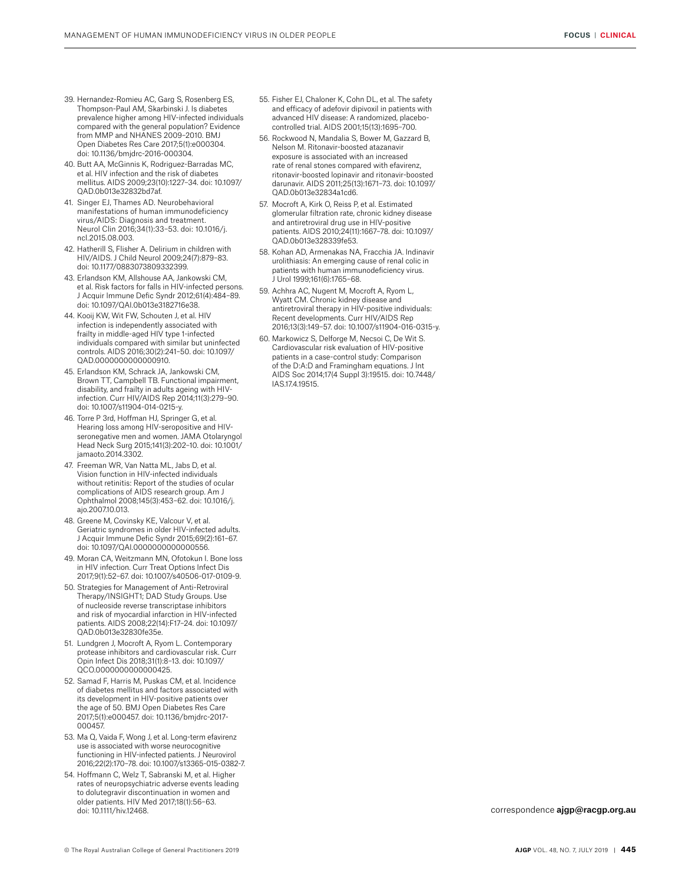39. Hernandez-Romieu AC, Garg S, Rosenberg ES, Thompson-Paul AM, Skarbinski J. Is diabetes prevalence higher among HIV-infected individuals compared with the general population? Evidence from MMP and NHANES 2009–2010. BMJ Open Diabetes Res Care 2017;5(1):e000304. doi: 10.1136/bmjdrc-2016-000304.
40. Butt AA, McGinnis K, Rodriguez-Barradas MC, et al. HIV infection and the risk of diabetes mellitus. AIDS 2009;23(10):1227–34. doi: 10.1097/QAD.0b013e32832bd7af.
41. Singer EJ, Thames AD. Neurobehavioral manifestations of human immunodeficiency virus/AIDS: Diagnosis and treatment. Neurol Clin 2016;34(1):33–53. doi: 10.1016/j.ncl.2015.08.003.
42. Hatherill S, Flisher A. Delirium in children with HIV/AIDS. J Child Neurol 2009;24(7):879–83. doi: 10.1177/0883073809332399.
43. Erlandson KM, Allshouse AA, Jankowski CM, et al. Risk factors for falls in HIV-infected persons. J Acquir Immune Defic Syndr 2012;61(4):484–89. doi: 10.1097/QAI.0b013e3182716e38.
44. Kooij KW, Wit FW, Schouten J, et al. HIV infection is independently associated with frailty in middle-aged HIV type 1-infected individuals compared with similar but uninfected controls. AIDS 2016;30(2):241–50. doi: 10.1097/QAD.0000000000000910.
45. Erlandson KM, Schrack JA, Jankowski CM, Brown TT, Campbell TB. Functional impairment, disability, and frailty in adults ageing with HIV-infection. Curr HIV/AIDS Rep 2014;11(3):279–90. doi: 10.1007/s11904-014-0215-y.
46. Torre P 3rd, Hoffman HJ, Springer G, et al. Hearing loss among HIV-seropositive and HIV-seronegative men and women. JAMA Otolaryngol Head Neck Surg 2015;141(3):202–10. doi: 10.1001/jamaoto.2014.3302.
47. Freeman WR, Van Natta ML, Jabs D, et al. Vision function in HIV-infected individuals without retinitis: Report of the studies of ocular complications of AIDS research group. Am J Ophthalmol 2008;145(3):453–62. doi: 10.1016/j.ajo.2007.10.013.
48. Greene M, Covinsky KE, Valcour V, et al. Geriatric syndromes in older HIV-infected adults. J Acquir Immune Defic Syndr 2015;69(2):161–67. doi: 10.1097/QAI.0000000000000556.
49. Moran CA, Weitzmann MN, Ofotokun I. Bone loss in HIV infection. Curr Treat Options Infect Dis 2017;9(1):52–67. doi: 10.1007/s40506-017-0109-9.
50. Strategies for Management of Anti-Retroviral Therapy/INSIGHT1; DAD Study Groups. Use of nucleoside reverse transcriptase inhibitors and risk of myocardial infarction in HIV-infected patients. AIDS 2008;22(14):F17–24. doi: 10.1097/QAD.0b013e32830fe35e.
51. Lundgren J, Mocroft A, Ryom L. Contemporary protease inhibitors and cardiovascular risk. Curr Opin Infect Dis 2018;31(1):8–13. doi: 10.1097/QCO.0000000000000425.
52. Samad F, Harris M, Puskas CM, et al. Incidence of diabetes mellitus and factors associated with its development in HIV-positive patients over the age of 50. BMJ Open Diabetes Res Care 2017;5(1):e000457. doi: 10.1136/bmjdrc-2017-000457.
53. Ma Q, Vaida F, Wong J, et al. Long-term efavirenz use is associated with worse neurocognitive functioning in HIV-infected patients. J Neurovirol 2016;22(2):170–78. doi: 10.1007/s13365-015-0382-7.
54. Hoffmann C, Welz T, Sabranski M, et al. Higher rates of neuropsychiatric adverse events leading to dolutegravir discontinuation in women and older patients. HIV Med 2017;18(1):56–63. doi: 10.1111/hiv.12468.
55. Fisher EJ, Chaloner K, Cohn DL, et al. The safety and efficacy of adefovir dipivoxil in patients with advanced HIV disease: A randomized, placebo-controlled trial. AIDS 2001;15(13):1695–700.
56. Rockwood N, Mandalia S, Bower M, Gazzard B, Nelson M. Ritonavir-boosted atazanavir exposure is associated with an increased rate of renal stones compared with efavirenz, ritonavir-boosted lopinavir and ritonavir-boosted darunavir. AIDS 2011;25(13):1671–73. doi: 10.1097/QAD.0b013e32834a1cd6.
57. Mocroft A, Kirk O, Reiss P, et al. Estimated glomerular filtration rate, chronic kidney disease and antiretroviral drug use in HIV-positive patients. AIDS 2010;24(11):1667–78. doi: 10.1097/QAD.0b013e328339fe53.
58. Kohan AD, Armenakas NA, Fracchia JA. Indinavir urolithiasis: An emerging cause of renal colic in patients with human immunodeficiency virus. J Urol 1999;161(6):1765–68.
59. Achhra AC, Nugent M, Mocroft A, Ryom L, Wyatt CM. Chronic kidney disease and antiretroviral therapy in HIV-positive individuals: Recent developments. Curr HIV/AIDS Rep 2016;13(3):149–57. doi: 10.1007/s11904-016-0315-y.
60. Markowicz S, Delforge M, Necsoi C, De Wit S. Cardiovascular risk evaluation of HIV-positive patients in a case–control study: Comparison of the D:A:D and Framingham equations. J Int AIDS Soc 2014;17(4 Suppl 3):19515. doi: 10.7448/IAS.17.4.19515.

correspondence **ajgp@racgp.org.au**